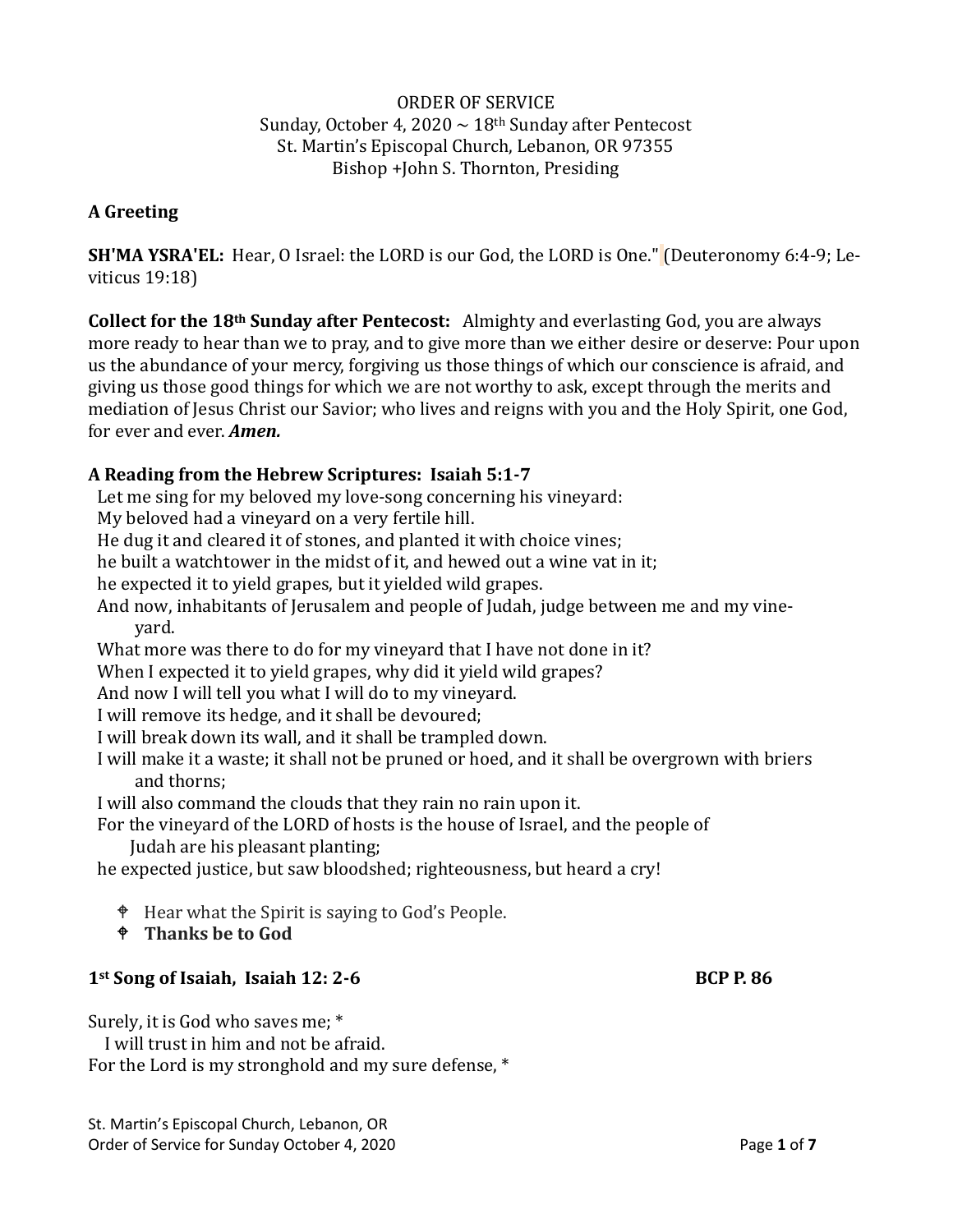ORDER OF SERVICE
Sunday, October 4, 2020 ~ 18th Sunday after Pentecost
St. Martin's Episcopal Church, Lebanon, OR 97355
Bishop +John S. Thornton, Presiding

**A Greeting**

**SH'MA YSRA'EL:** Hear, O Israel: the LORD is our God, the LORD is One." (Deuteronomy 6:4-9; Leviticus 19:18)

**Collect for the 18th Sunday after Pentecost:** Almighty and everlasting God, you are always more ready to hear than we to pray, and to give more than we either desire or deserve: Pour upon us the abundance of your mercy, forgiving us those things of which our conscience is afraid, and giving us those good things for which we are not worthy to ask, except through the merits and mediation of Jesus Christ our Savior; who lives and reigns with you and the Holy Spirit, one God, for ever and ever. ***Amen.***

**A Reading from the Hebrew Scriptures: Isaiah 5:1-7**

Let me sing for my beloved my love-song concerning his vineyard:
My beloved had a vineyard on a very fertile hill.
He dug it and cleared it of stones, and planted it with choice vines;
he built a watchtower in the midst of it, and hewed out a wine vat in it;
he expected it to yield grapes, but it yielded wild grapes.
And now, inhabitants of Jerusalem and people of Judah, judge between me and my vineyard.
What more was there to do for my vineyard that I have not done in it?
When I expected it to yield grapes, why did it yield wild grapes?
And now I will tell you what I will do to my vineyard.
I will remove its hedge, and it shall be devoured;
I will break down its wall, and it shall be trampled down.
I will make it a waste; it shall not be pruned or hoed, and it shall be overgrown with briers and thorns;
I will also command the clouds that they rain no rain upon it.
For the vineyard of the LORD of hosts is the house of Israel, and the people of Judah are his pleasant planting;
he expected justice, but saw bloodshed; righteousness, but heard a cry!

- Hear what the Spirit is saying to God's People.
- **Thanks be to God**

**1st Song of Isaiah, Isaiah 12: 2-6** **BCP P. 86**

Surely, it is God who saves me; *
I will trust in him and not be afraid.
For the Lord is my stronghold and my sure defense, *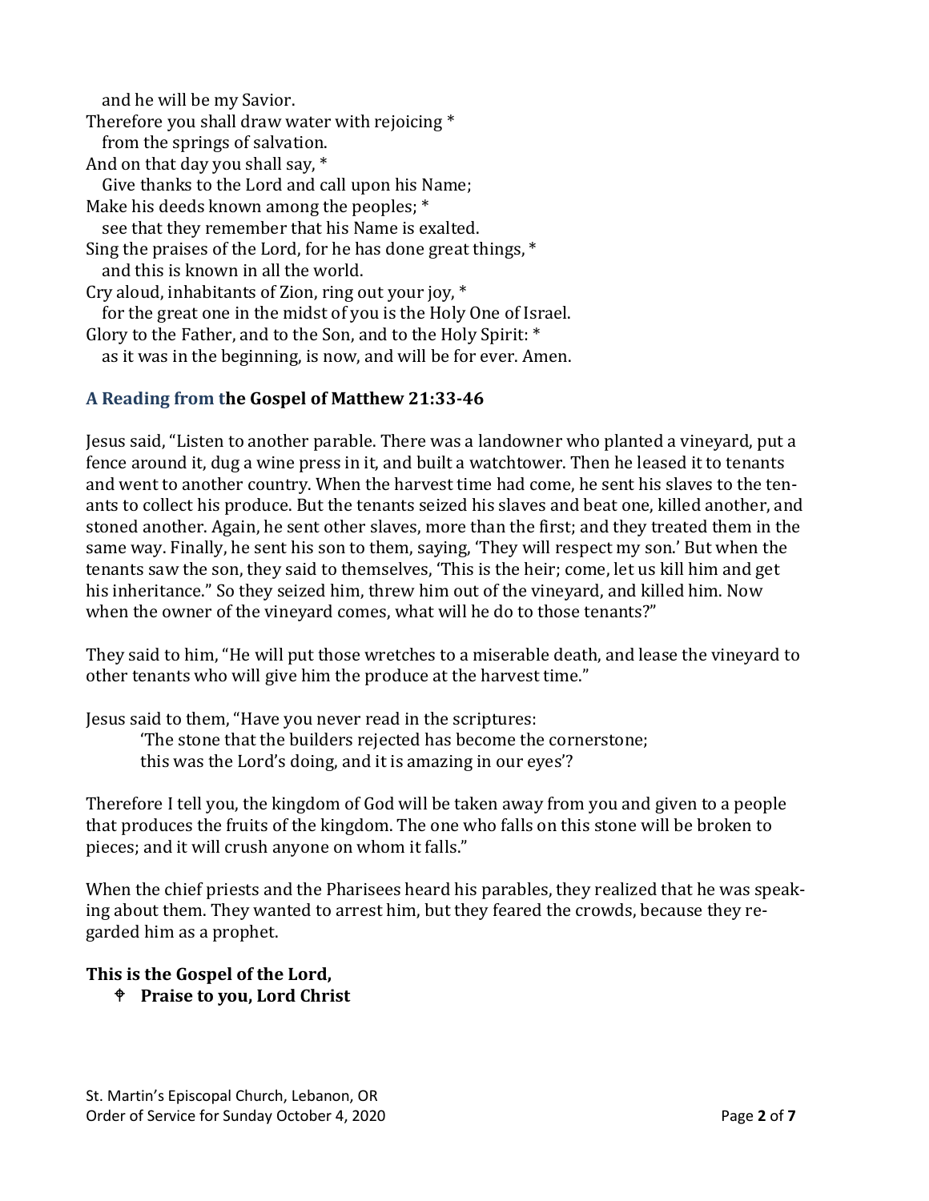and he will be my Savior.
Therefore you shall draw water with rejoicing *
from the springs of salvation.
And on that day you shall say, *
Give thanks to the Lord and call upon his Name;
Make his deeds known among the peoples; *
see that they remember that his Name is exalted.
Sing the praises of the Lord, for he has done great things, *
and this is known in all the world.
Cry aloud, inhabitants of Zion, ring out your joy, *
for the great one in the midst of you is the Holy One of Israel.
Glory to the Father, and to the Son, and to the Holy Spirit: *
as it was in the beginning, is now, and will be for ever. Amen.

### A Reading from the Gospel of Matthew 21:33-46

Jesus said, "Listen to another parable. There was a landowner who planted a vineyard, put a fence around it, dug a wine press in it, and built a watchtower. Then he leased it to tenants and went to another country. When the harvest time had come, he sent his slaves to the tenants to collect his produce. But the tenants seized his slaves and beat one, killed another, and stoned another. Again, he sent other slaves, more than the first; and they treated them in the same way. Finally, he sent his son to them, saying, 'They will respect my son.' But when the tenants saw the son, they said to themselves, 'This is the heir; come, let us kill him and get his inheritance." So they seized him, threw him out of the vineyard, and killed him. Now when the owner of the vineyard comes, what will he do to those tenants?"

They said to him, "He will put those wretches to a miserable death, and lease the vineyard to other tenants who will give him the produce at the harvest time."

Jesus said to them, "Have you never read in the scriptures:

> 'The stone that the builders rejected has become the cornerstone;
> this was the Lord's doing, and it is amazing in our eyes'?

Therefore I tell you, the kingdom of God will be taken away from you and given to a people that produces the fruits of the kingdom. The one who falls on this stone will be broken to pieces; and it will crush anyone on whom it falls."

When the chief priests and the Pharisees heard his parables, they realized that he was speaking about them. They wanted to arrest him, but they feared the crowds, because they regarded him as a prophet.

**This is the Gospel of the Lord,**

☩ **Praise to you, Lord Christ**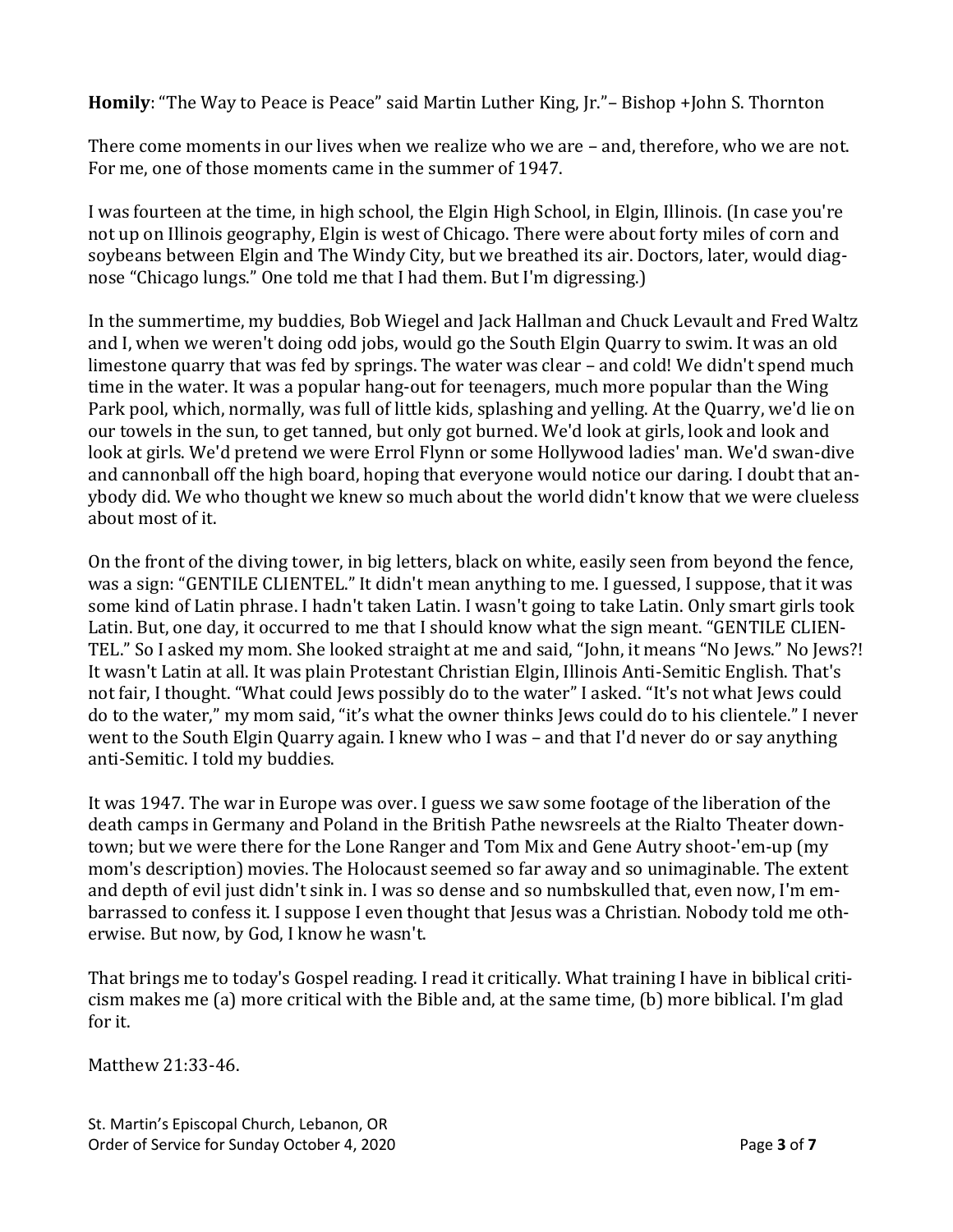**Homily**: "The Way to Peace is Peace" said Martin Luther King, Jr."– Bishop +John S. Thornton

There come moments in our lives when we realize who we are – and, therefore, who we are not. For me, one of those moments came in the summer of 1947.

I was fourteen at the time, in high school, the Elgin High School, in Elgin, Illinois. (In case you're not up on Illinois geography, Elgin is west of Chicago. There were about forty miles of corn and soybeans between Elgin and The Windy City, but we breathed its air. Doctors, later, would diagnose "Chicago lungs." One told me that I had them. But I'm digressing.)

In the summertime, my buddies, Bob Wiegel and Jack Hallman and Chuck Levault and Fred Waltz and I, when we weren't doing odd jobs, would go the South Elgin Quarry to swim. It was an old limestone quarry that was fed by springs. The water was clear – and cold! We didn't spend much time in the water. It was a popular hang-out for teenagers, much more popular than the Wing Park pool, which, normally, was full of little kids, splashing and yelling. At the Quarry, we'd lie on our towels in the sun, to get tanned, but only got burned. We'd look at girls, look and look and look at girls. We'd pretend we were Errol Flynn or some Hollywood ladies' man. We'd swan-dive and cannonball off the high board, hoping that everyone would notice our daring. I doubt that anybody did. We who thought we knew so much about the world didn't know that we were clueless about most of it.

On the front of the diving tower, in big letters, black on white, easily seen from beyond the fence, was a sign: "GENTILE CLIENTEL." It didn't mean anything to me. I guessed, I suppose, that it was some kind of Latin phrase. I hadn't taken Latin. I wasn't going to take Latin. Only smart girls took Latin. But, one day, it occurred to me that I should know what the sign meant. "GENTILE CLIENTEL." So I asked my mom. She looked straight at me and said, "John, it means "No Jews." No Jews?! It wasn't Latin at all. It was plain Protestant Christian Elgin, Illinois Anti-Semitic English. That's not fair, I thought. "What could Jews possibly do to the water" I asked. "It's not what Jews could do to the water," my mom said, "it's what the owner thinks Jews could do to his clientele." I never went to the South Elgin Quarry again. I knew who I was – and that I'd never do or say anything anti-Semitic. I told my buddies.

It was 1947. The war in Europe was over. I guess we saw some footage of the liberation of the death camps in Germany and Poland in the British Pathe newsreels at the Rialto Theater downtown; but we were there for the Lone Ranger and Tom Mix and Gene Autry shoot-'em-up (my mom's description) movies. The Holocaust seemed so far away and so unimaginable. The extent and depth of evil just didn't sink in. I was so dense and so numbskulled that, even now, I'm embarrassed to confess it. I suppose I even thought that Jesus was a Christian. Nobody told me otherwise. But now, by God, I know he wasn't.

That brings me to today's Gospel reading. I read it critically. What training I have in biblical criticism makes me (a) more critical with the Bible and, at the same time, (b) more biblical. I'm glad for it.

Matthew 21:33-46.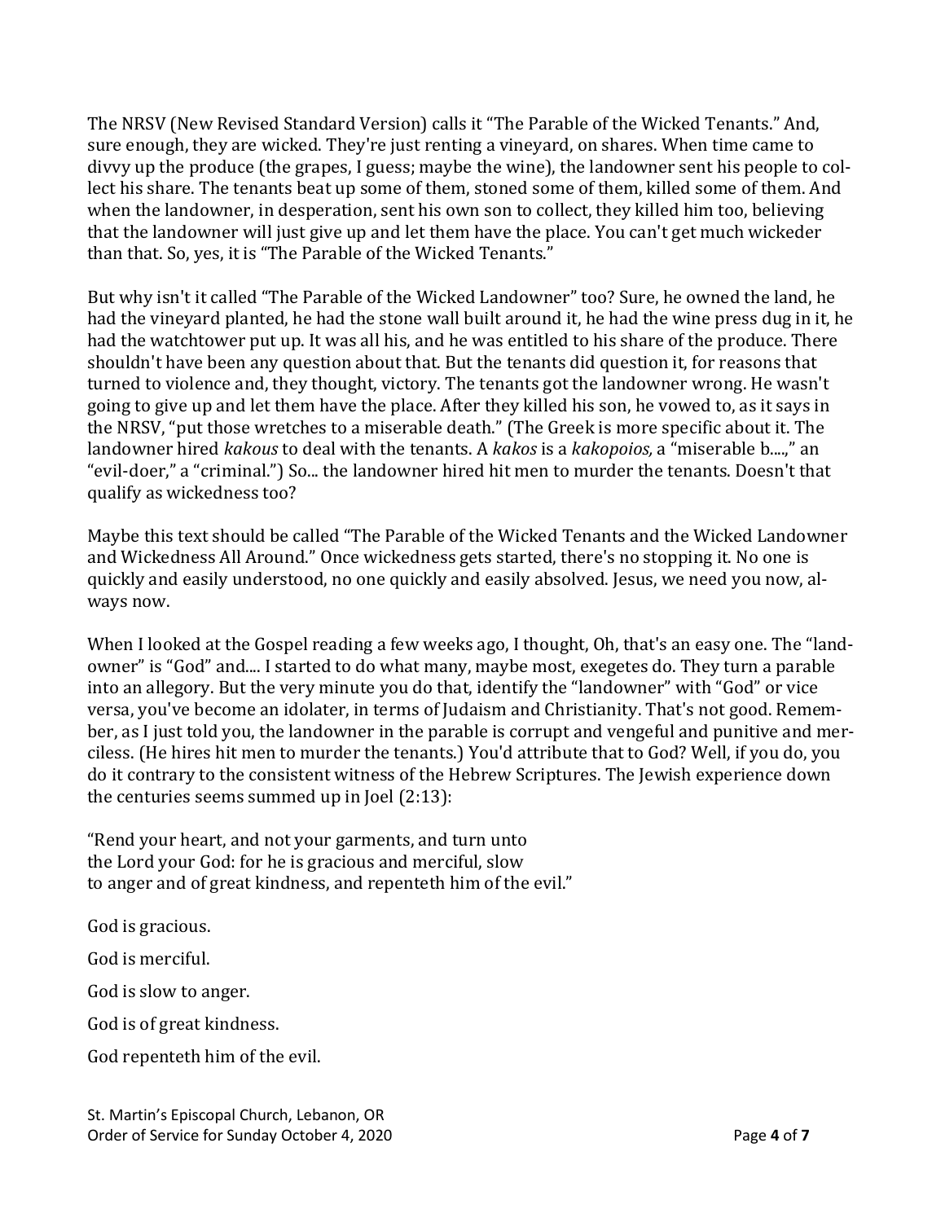The NRSV (New Revised Standard Version) calls it "The Parable of the Wicked Tenants." And, sure enough, they are wicked. They're just renting a vineyard, on shares. When time came to divvy up the produce (the grapes, I guess; maybe the wine), the landowner sent his people to collect his share. The tenants beat up some of them, stoned some of them, killed some of them. And when the landowner, in desperation, sent his own son to collect, they killed him too, believing that the landowner will just give up and let them have the place. You can't get much wickeder than that. So, yes, it is "The Parable of the Wicked Tenants."

But why isn't it called "The Parable of the Wicked Landowner" too? Sure, he owned the land, he had the vineyard planted, he had the stone wall built around it, he had the wine press dug in it, he had the watchtower put up. It was all his, and he was entitled to his share of the produce. There shouldn't have been any question about that. But the tenants did question it, for reasons that turned to violence and, they thought, victory. The tenants got the landowner wrong. He wasn't going to give up and let them have the place. After they killed his son, he vowed to, as it says in the NRSV, "put those wretches to a miserable death." (The Greek is more specific about it. The landowner hired *kakous* to deal with the tenants. A *kakos* is a *kakopoios,* a "miserable b....," an "evil-doer," a "criminal.") So... the landowner hired hit men to murder the tenants. Doesn't that qualify as wickedness too?

Maybe this text should be called "The Parable of the Wicked Tenants and the Wicked Landowner and Wickedness All Around." Once wickedness gets started, there's no stopping it. No one is quickly and easily understood, no one quickly and easily absolved. Jesus, we need you now, always now.

When I looked at the Gospel reading a few weeks ago, I thought, Oh, that's an easy one. The "landowner" is "God" and.... I started to do what many, maybe most, exegetes do. They turn a parable into an allegory. But the very minute you do that, identify the "landowner" with "God" or vice versa, you've become an idolater, in terms of Judaism and Christianity. That's not good. Remember, as I just told you, the landowner in the parable is corrupt and vengeful and punitive and merciless. (He hires hit men to murder the tenants.) You'd attribute that to God? Well, if you do, you do it contrary to the consistent witness of the Hebrew Scriptures. The Jewish experience down the centuries seems summed up in Joel (2:13):

"Rend your heart, and not your garments, and turn unto
the Lord your God: for he is gracious and merciful, slow
to anger and of great kindness, and repenteth him of the evil."

God is gracious.

God is merciful.

God is slow to anger.

God is of great kindness.

God repenteth him of the evil.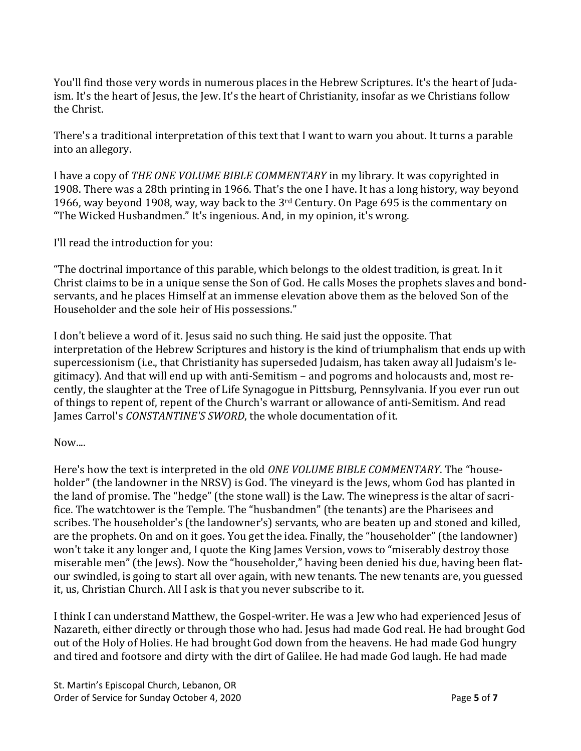You'll find those very words in numerous places in the Hebrew Scriptures. It's the heart of Judaism. It's the heart of Jesus, the Jew. It's the heart of Christianity, insofar as we Christians follow the Christ.

There's a traditional interpretation of this text that I want to warn you about. It turns a parable into an allegory.

I have a copy of *THE ONE VOLUME BIBLE COMMENTARY* in my library. It was copyrighted in 1908. There was a 28th printing in 1966. That's the one I have. It has a long history, way beyond 1966, way beyond 1908, way, way back to the 3rd Century. On Page 695 is the commentary on "The Wicked Husbandmen." It's ingenious. And, in my opinion, it's wrong.

I'll read the introduction for you:

"The doctrinal importance of this parable, which belongs to the oldest tradition, is great. In it Christ claims to be in a unique sense the Son of God. He calls Moses the prophets slaves and bond-servants, and he places Himself at an immense elevation above them as the beloved Son of the Householder and the sole heir of His possessions."

I don't believe a word of it. Jesus said no such thing. He said just the opposite. That interpretation of the Hebrew Scriptures and history is the kind of triumphalism that ends up with supercessionism (i.e., that Christianity has superseded Judaism, has taken away all Judaism's legitimacy). And that will end up with anti-Semitism – and pogroms and holocausts and, most recently, the slaughter at the Tree of Life Synagogue in Pittsburg, Pennsylvania. If you ever run out of things to repent of, repent of the Church's warrant or allowance of anti-Semitism. And read James Carrol's *CONSTANTINE'S SWORD*, the whole documentation of it.

Now....

Here's how the text is interpreted in the old *ONE VOLUME BIBLE COMMENTARY*. The "householder" (the landowner in the NRSV) is God. The vineyard is the Jews, whom God has planted in the land of promise. The "hedge" (the stone wall) is the Law. The winepress is the altar of sacrifice. The watchtower is the Temple. The "husbandmen" (the tenants) are the Pharisees and scribes. The householder's (the landowner's) servants, who are beaten up and stoned and killed, are the prophets. On and on it goes. You get the idea. Finally, the "householder" (the landowner) won't take it any longer and, I quote the King James Version, vows to "miserably destroy those miserable men" (the Jews). Now the "householder," having been denied his due, having been flat-our swindled, is going to start all over again, with new tenants. The new tenants are, you guessed it, us, Christian Church. All I ask is that you never subscribe to it.

I think I can understand Matthew, the Gospel-writer. He was a Jew who had experienced Jesus of Nazareth, either directly or through those who had. Jesus had made God real. He had brought God out of the Holy of Holies. He had brought God down from the heavens. He had made God hungry and tired and footsore and dirty with the dirt of Galilee. He had made God laugh. He had made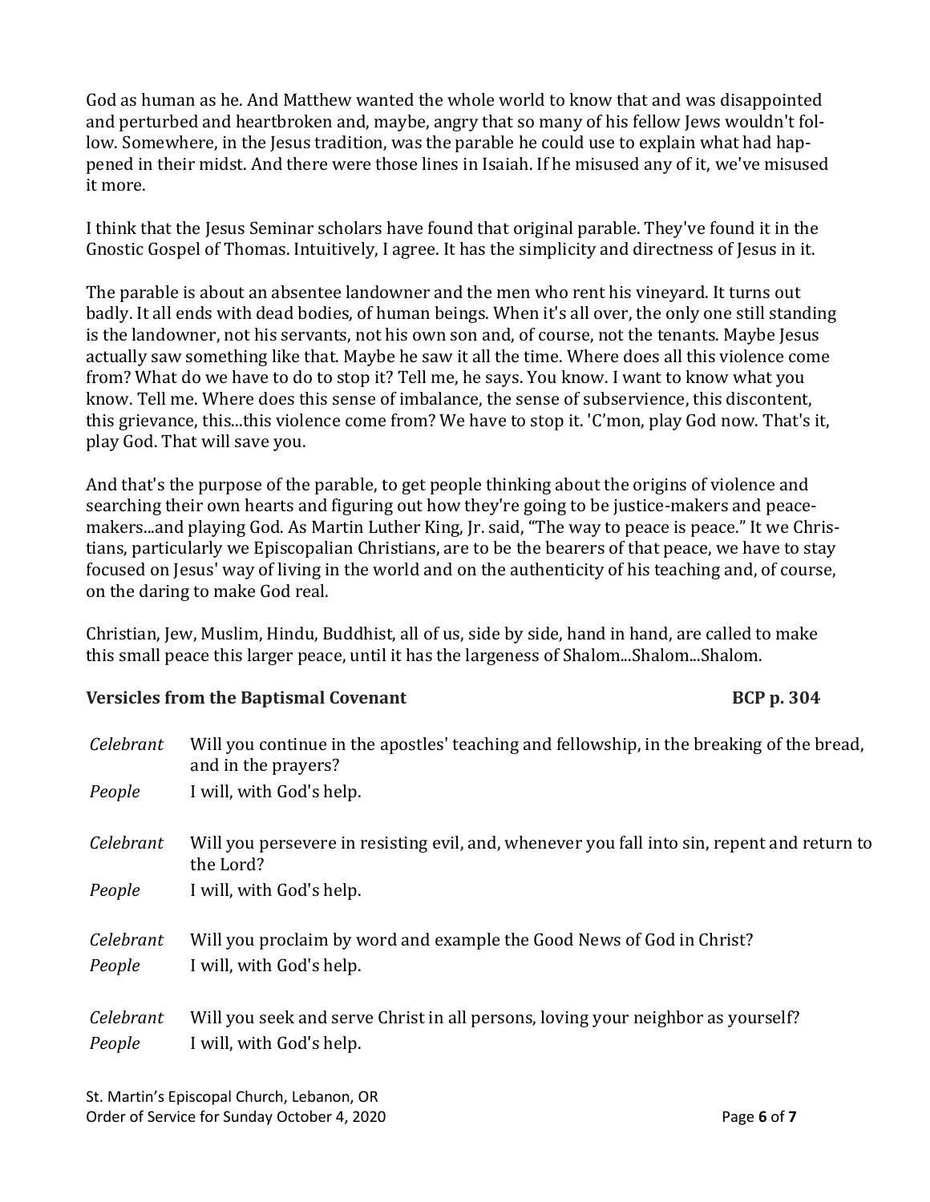God as human as he. And Matthew wanted the whole world to know that and was disappointed and perturbed and heartbroken and, maybe, angry that so many of his fellow Jews wouldn't follow. Somewhere, in the Jesus tradition, was the parable he could use to explain what had happened in their midst. And there were those lines in Isaiah. If he misused any of it, we've misused it more.

I think that the Jesus Seminar scholars have found that original parable. They've found it in the Gnostic Gospel of Thomas. Intuitively, I agree. It has the simplicity and directness of Jesus in it.

The parable is about an absentee landowner and the men who rent his vineyard. It turns out badly. It all ends with dead bodies, of human beings. When it's all over, the only one still standing is the landowner, not his servants, not his own son and, of course, not the tenants. Maybe Jesus actually saw something like that. Maybe he saw it all the time. Where does all this violence come from? What do we have to do to stop it? Tell me, he says. You know. I want to know what you know. Tell me. Where does this sense of imbalance, the sense of subservience, this discontent, this grievance, this...this violence come from? We have to stop it. 'C'mon, play God now. That's it, play God. That will save you.

And that's the purpose of the parable, to get people thinking about the origins of violence and searching their own hearts and figuring out how they're going to be justice-makers and peace-makers...and playing God. As Martin Luther King, Jr. said, "The way to peace is peace." It we Christians, particularly we Episcopalian Christians, are to be the bearers of that peace, we have to stay focused on Jesus' way of living in the world and on the authenticity of his teaching and, of course, on the daring to make God real.

Christian, Jew, Muslim, Hindu, Buddhist, all of us, side by side, hand in hand, are called to make this small peace this larger peace, until it has the largeness of Shalom...Shalom...Shalom.

**Versicles from the Baptismal Covenant** **BCP p. 304**

*Celebrant* Will you continue in the apostles' teaching and fellowship, in the breaking of the bread, and in the prayers?

*People* I will, with God's help.

*Celebrant* Will you persevere in resisting evil, and, whenever you fall into sin, repent and return to the Lord?

*People* I will, with God's help.

*Celebrant* Will you proclaim by word and example the Good News of God in Christ?

*People* I will, with God's help.

*Celebrant* Will you seek and serve Christ in all persons, loving your neighbor as yourself?

*People* I will, with God's help.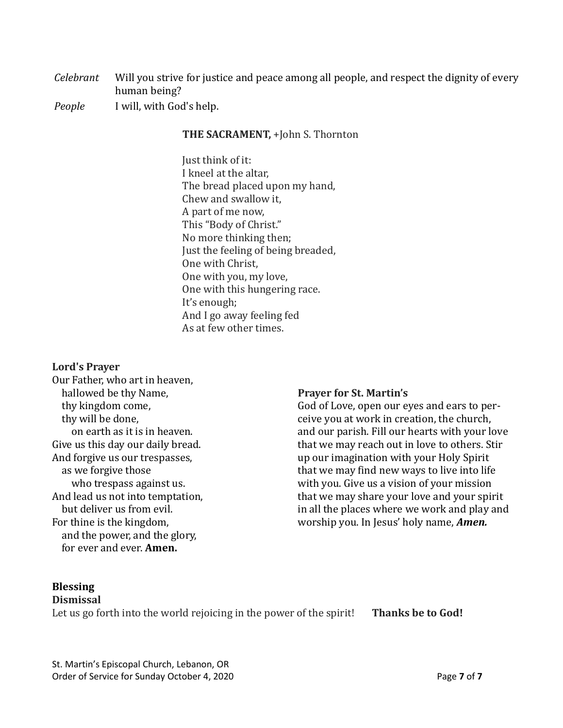*Celebrant* Will you strive for justice and peace among all people, and respect the dignity of every human being?

*People* I will, with God's help.

**THE SACRAMENT,** +John S. Thornton

Just think of it:
I kneel at the altar,
The bread placed upon my hand,
Chew and swallow it,
A part of me now,
This "Body of Christ."
No more thinking then;
Just the feeling of being breaded,
One with Christ,
One with you, my love,
One with this hungering race.
It's enough;
And I go away feeling fed
As at few other times.

**Lord's Prayer**

Our Father, who art in heaven,
hallowed be thy Name,
thy kingdom come,
thy will be done,
on earth as it is in heaven.
Give us this day our daily bread.
And forgive us our trespasses,
as we forgive those
who trespass against us.
And lead us not into temptation,
but deliver us from evil.
For thine is the kingdom,
and the power, and the glory,
for ever and ever. **Amen.**

**Prayer for St. Martin's**

God of Love, open our eyes and ears to perceive you at work in creation, the church, and our parish. Fill our hearts with your love that we may reach out in love to others. Stir up our imagination with your Holy Spirit that we may find new ways to live into life with you. Give us a vision of your mission that we may share your love and your spirit in all the places where we work and play and worship you. In Jesus' holy name, ***Amen.***

**Blessing**

**Dismissal**

Let us go forth into the world rejoicing in the power of the spirit! **Thanks be to God!**